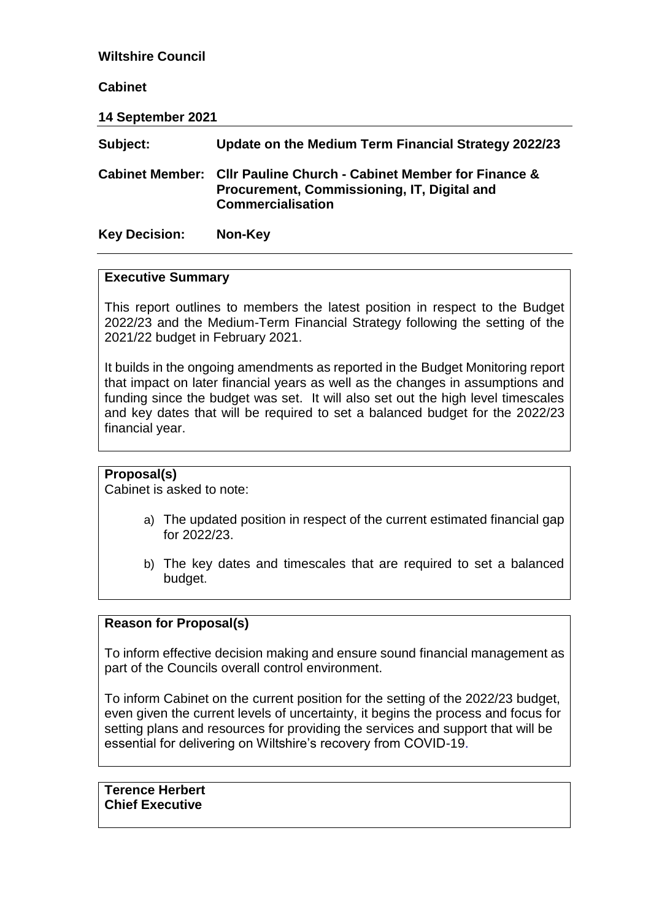**Wiltshire Council**

**Cabinet**

**14 September 2021**

| | |
|---|---|
| **Subject:** | **Update on the Medium Term Financial Strategy 2022/23** |
| **Cabinet Member:** | **Cllr Pauline Church - Cabinet Member for Finance & Procurement, Commissioning, IT, Digital and Commercialisation** |
| **Key Decision:** | **Non-Key** |

**Executive Summary**

This report outlines to members the latest position in respect to the Budget 2022/23 and the Medium-Term Financial Strategy following the setting of the 2021/22 budget in February 2021.

It builds in the ongoing amendments as reported in the Budget Monitoring report that impact on later financial years as well as the changes in assumptions and funding since the budget was set. It will also set out the high level timescales and key dates that will be required to set a balanced budget for the 2022/23 financial year.

**Proposal(s)**

Cabinet is asked to note:

a) The updated position in respect of the current estimated financial gap for 2022/23.

b) The key dates and timescales that are required to set a balanced budget.

**Reason for Proposal(s)**

To inform effective decision making and ensure sound financial management as part of the Councils overall control environment.

To inform Cabinet on the current position for the setting of the 2022/23 budget, even given the current levels of uncertainty, it begins the process and focus for setting plans and resources for providing the services and support that will be essential for delivering on Wiltshire's recovery from COVID-19.

**Terence Herbert**
**Chief Executive**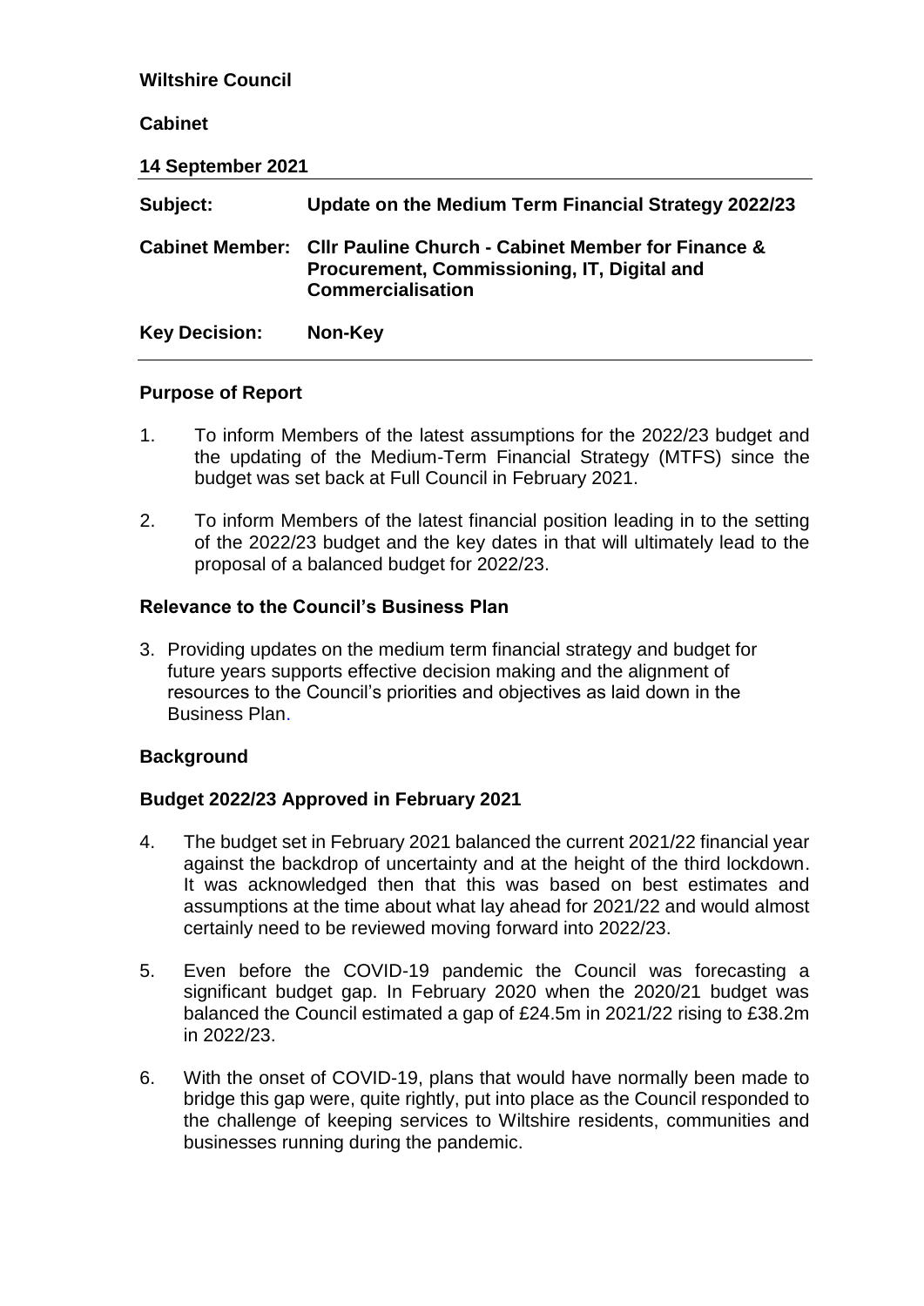**Wiltshire Council**

**Cabinet**

**14 September 2021**

| | |
|---|---|
| **Subject:** | **Update on the Medium Term Financial Strategy 2022/23** |
| **Cabinet Member:** | **Cllr Pauline Church - Cabinet Member for Finance & Procurement, Commissioning, IT, Digital and Commercialisation** |
| **Key Decision:** | **Non-Key** |

## Purpose of Report

1. To inform Members of the latest assumptions for the 2022/23 budget and the updating of the Medium-Term Financial Strategy (MTFS) since the budget was set back at Full Council in February 2021.

2. To inform Members of the latest financial position leading in to the setting of the 2022/23 budget and the key dates in that will ultimately lead to the proposal of a balanced budget for 2022/23.

## Relevance to the Council's Business Plan

3. Providing updates on the medium term financial strategy and budget for future years supports effective decision making and the alignment of resources to the Council's priorities and objectives as laid down in the Business Plan.

## Background

## Budget 2022/23 Approved in February 2021

4. The budget set in February 2021 balanced the current 2021/22 financial year against the backdrop of uncertainty and at the height of the third lockdown. It was acknowledged then that this was based on best estimates and assumptions at the time about what lay ahead for 2021/22 and would almost certainly need to be reviewed moving forward into 2022/23.

5. Even before the COVID-19 pandemic the Council was forecasting a significant budget gap. In February 2020 when the 2020/21 budget was balanced the Council estimated a gap of £24.5m in 2021/22 rising to £38.2m in 2022/23.

6. With the onset of COVID-19, plans that would have normally been made to bridge this gap were, quite rightly, put into place as the Council responded to the challenge of keeping services to Wiltshire residents, communities and businesses running during the pandemic.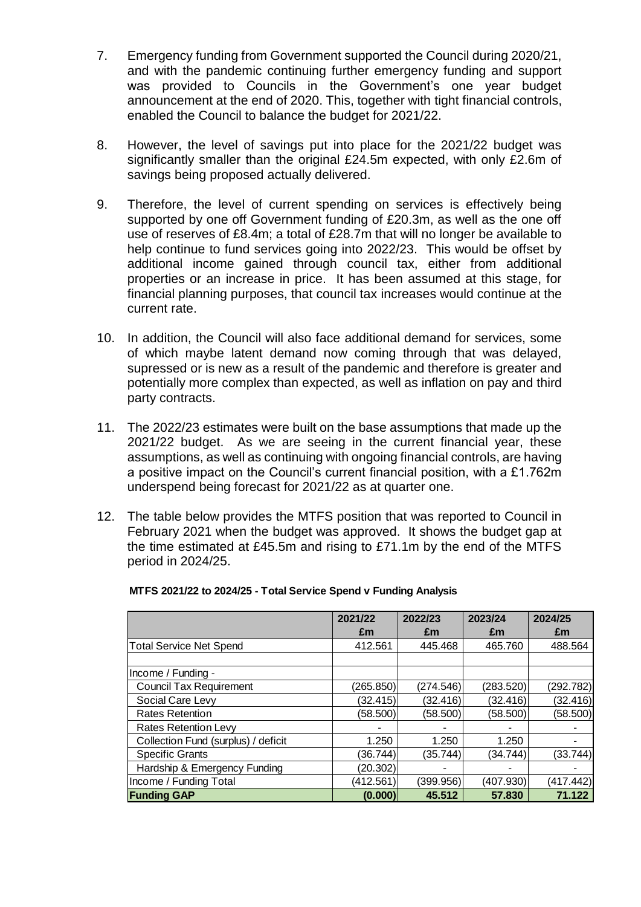7. Emergency funding from Government supported the Council during 2020/21, and with the pandemic continuing further emergency funding and support was provided to Councils in the Government's one year budget announcement at the end of 2020. This, together with tight financial controls, enabled the Council to balance the budget for 2021/22.

8. However, the level of savings put into place for the 2021/22 budget was significantly smaller than the original £24.5m expected, with only £2.6m of savings being proposed actually delivered.

9. Therefore, the level of current spending on services is effectively being supported by one off Government funding of £20.3m, as well as the one off use of reserves of £8.4m; a total of £28.7m that will no longer be available to help continue to fund services going into 2022/23. This would be offset by additional income gained through council tax, either from additional properties or an increase in price. It has been assumed at this stage, for financial planning purposes, that council tax increases would continue at the current rate.

10. In addition, the Council will also face additional demand for services, some of which maybe latent demand now coming through that was delayed, supressed or is new as a result of the pandemic and therefore is greater and potentially more complex than expected, as well as inflation on pay and third party contracts.

11. The 2022/23 estimates were built on the base assumptions that made up the 2021/22 budget. As we are seeing in the current financial year, these assumptions, as well as continuing with ongoing financial controls, are having a positive impact on the Council's current financial position, with a £1.762m underspend being forecast for 2021/22 as at quarter one.

12. The table below provides the MTFS position that was reported to Council in February 2021 when the budget was approved. It shows the budget gap at the time estimated at £45.5m and rising to £71.1m by the end of the MTFS period in 2024/25.

**MTFS 2021/22 to 2024/25 - Total Service Spend v Funding Analysis**

| | 2021/22 £m | 2022/23 £m | 2023/24 £m | 2024/25 £m |
|---|---|---|---|---|
| Total Service Net Spend | 412.561 | 445.468 | 465.760 | 488.564 |
| | | | | |
| Income / Funding - | | | | |
| Council Tax Requirement | (265.850) | (274.546) | (283.520) | (292.782) |
| Social Care Levy | (32.415) | (32.416) | (32.416) | (32.416) |
| Rates Retention | (58.500) | (58.500) | (58.500) | (58.500) |
| Rates Retention Levy | - | - | - | - |
| Collection Fund (surplus) / deficit | 1.250 | 1.250 | 1.250 | - |
| Specific Grants | (36.744) | (35.744) | (34.744) | (33.744) |
| Hardship & Emergency Funding | (20.302) | - | - | - |
| Income / Funding Total | (412.561) | (399.956) | (407.930) | (417.442) |
| **Funding GAP** | **(0.000)** | **45.512** | **57.830** | **71.122** |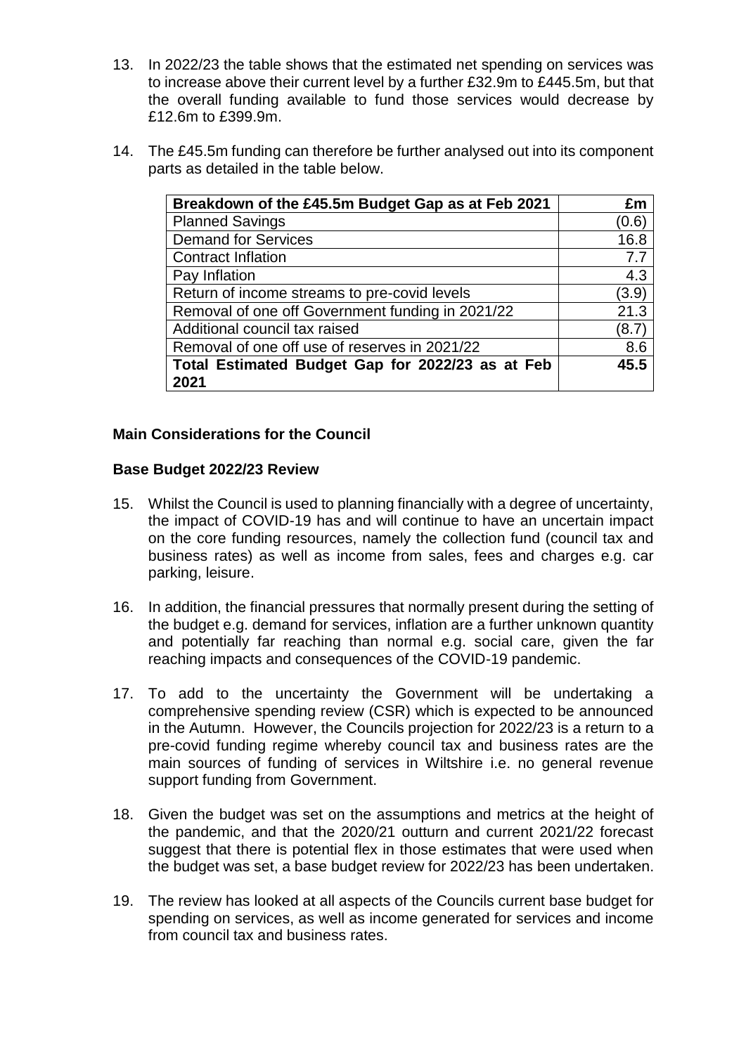13. In 2022/23 the table shows that the estimated net spending on services was to increase above their current level by a further £32.9m to £445.5m, but that the overall funding available to fund those services would decrease by £12.6m to £399.9m.

14. The £45.5m funding can therefore be further analysed out into its component parts as detailed in the table below.

| Breakdown of the £45.5m Budget Gap as at Feb 2021 | £m |
|---|---|
| Planned Savings | (0.6) |
| Demand for Services | 16.8 |
| Contract Inflation | 7.7 |
| Pay Inflation | 4.3 |
| Return of income streams to pre-covid levels | (3.9) |
| Removal of one off Government funding in 2021/22 | 21.3 |
| Additional council tax raised | (8.7) |
| Removal of one off use of reserves in 2021/22 | 8.6 |
| **Total Estimated Budget Gap for 2022/23 as at Feb 2021** | **45.5** |

**Main Considerations for the Council**

**Base Budget 2022/23 Review**

15. Whilst the Council is used to planning financially with a degree of uncertainty, the impact of COVID-19 has and will continue to have an uncertain impact on the core funding resources, namely the collection fund (council tax and business rates) as well as income from sales, fees and charges e.g. car parking, leisure.

16. In addition, the financial pressures that normally present during the setting of the budget e.g. demand for services, inflation are a further unknown quantity and potentially far reaching than normal e.g. social care, given the far reaching impacts and consequences of the COVID-19 pandemic.

17. To add to the uncertainty the Government will be undertaking a comprehensive spending review (CSR) which is expected to be announced in the Autumn. However, the Councils projection for 2022/23 is a return to a pre-covid funding regime whereby council tax and business rates are the main sources of funding of services in Wiltshire i.e. no general revenue support funding from Government.

18. Given the budget was set on the assumptions and metrics at the height of the pandemic, and that the 2020/21 outturn and current 2021/22 forecast suggest that there is potential flex in those estimates that were used when the budget was set, a base budget review for 2022/23 has been undertaken.

19. The review has looked at all aspects of the Councils current base budget for spending on services, as well as income generated for services and income from council tax and business rates.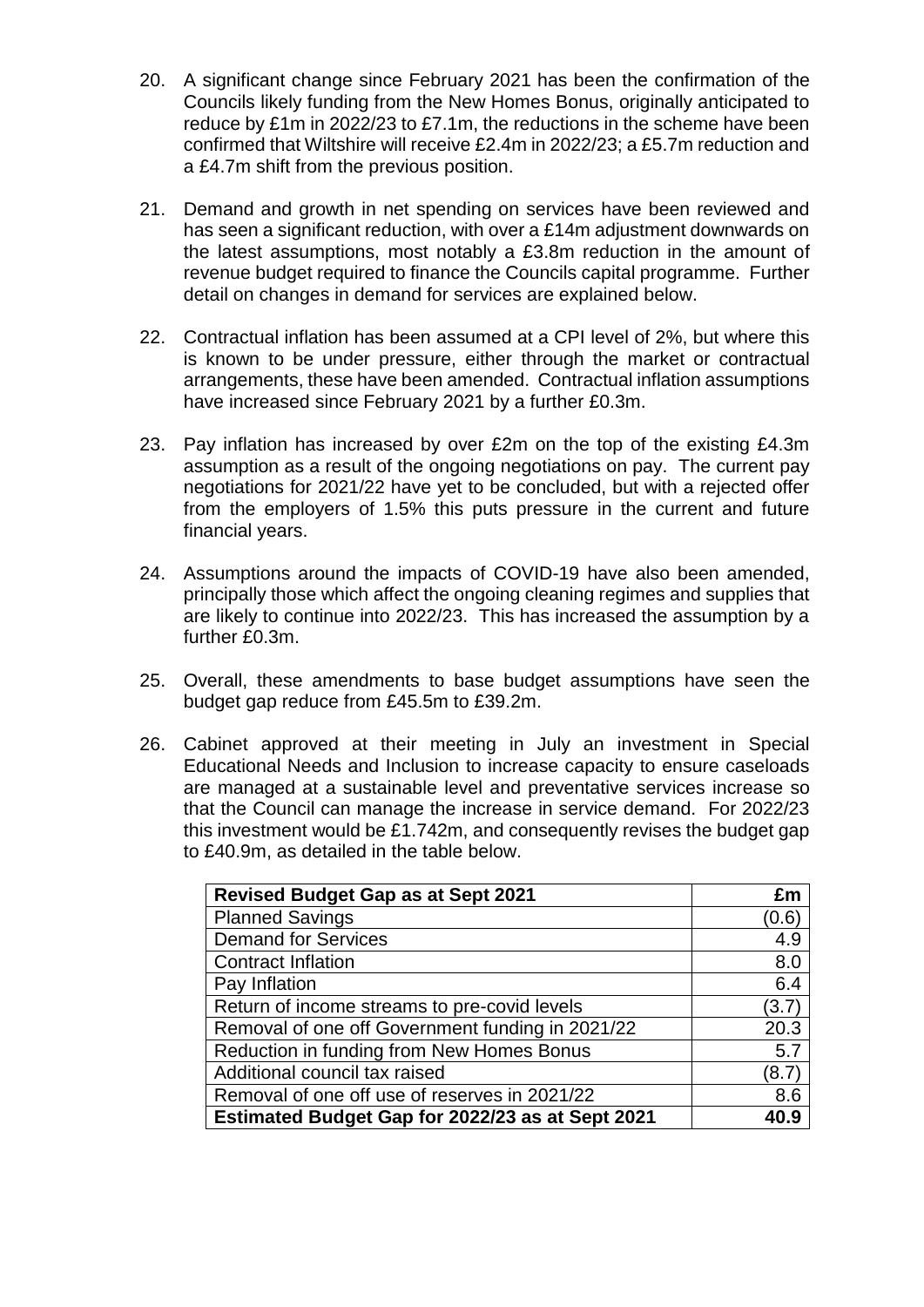20. A significant change since February 2021 has been the confirmation of the Councils likely funding from the New Homes Bonus, originally anticipated to reduce by £1m in 2022/23 to £7.1m, the reductions in the scheme have been confirmed that Wiltshire will receive £2.4m in 2022/23; a £5.7m reduction and a £4.7m shift from the previous position.

21. Demand and growth in net spending on services have been reviewed and has seen a significant reduction, with over a £14m adjustment downwards on the latest assumptions, most notably a £3.8m reduction in the amount of revenue budget required to finance the Councils capital programme. Further detail on changes in demand for services are explained below.

22. Contractual inflation has been assumed at a CPI level of 2%, but where this is known to be under pressure, either through the market or contractual arrangements, these have been amended. Contractual inflation assumptions have increased since February 2021 by a further £0.3m.

23. Pay inflation has increased by over £2m on the top of the existing £4.3m assumption as a result of the ongoing negotiations on pay. The current pay negotiations for 2021/22 have yet to be concluded, but with a rejected offer from the employers of 1.5% this puts pressure in the current and future financial years.

24. Assumptions around the impacts of COVID-19 have also been amended, principally those which affect the ongoing cleaning regimes and supplies that are likely to continue into 2022/23. This has increased the assumption by a further £0.3m.

25. Overall, these amendments to base budget assumptions have seen the budget gap reduce from £45.5m to £39.2m.

26. Cabinet approved at their meeting in July an investment in Special Educational Needs and Inclusion to increase capacity to ensure caseloads are managed at a sustainable level and preventative services increase so that the Council can manage the increase in service demand. For 2022/23 this investment would be £1.742m, and consequently revises the budget gap to £40.9m, as detailed in the table below.

| **Revised Budget Gap as at Sept 2021** | **£m** |
|---|---|
| Planned Savings | (0.6) |
| Demand for Services | 4.9 |
| Contract Inflation | 8.0 |
| Pay Inflation | 6.4 |
| Return of income streams to pre-covid levels | (3.7) |
| Removal of one off Government funding in 2021/22 | 20.3 |
| Reduction in funding from New Homes Bonus | 5.7 |
| Additional council tax raised | (8.7) |
| Removal of one off use of reserves in 2021/22 | 8.6 |
| **Estimated Budget Gap for 2022/23 as at Sept 2021** | **40.9** |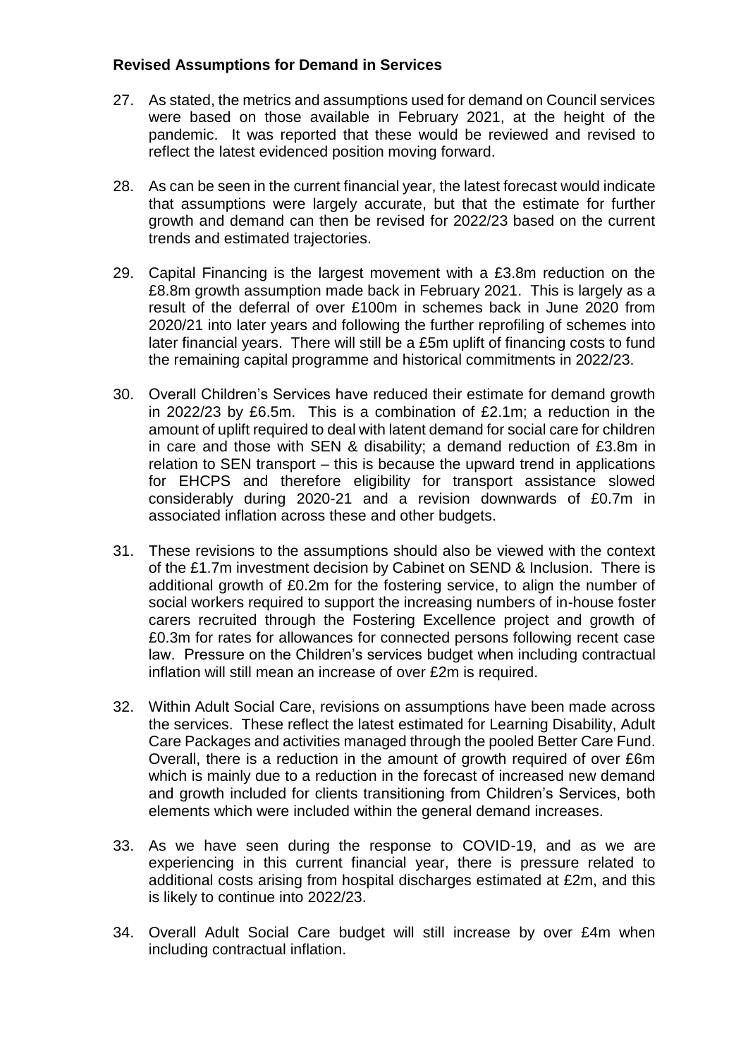**Revised Assumptions for Demand in Services**

27. As stated, the metrics and assumptions used for demand on Council services were based on those available in February 2021, at the height of the pandemic. It was reported that these would be reviewed and revised to reflect the latest evidenced position moving forward.

28. As can be seen in the current financial year, the latest forecast would indicate that assumptions were largely accurate, but that the estimate for further growth and demand can then be revised for 2022/23 based on the current trends and estimated trajectories.

29. Capital Financing is the largest movement with a £3.8m reduction on the £8.8m growth assumption made back in February 2021. This is largely as a result of the deferral of over £100m in schemes back in June 2020 from 2020/21 into later years and following the further reprofiling of schemes into later financial years. There will still be a £5m uplift of financing costs to fund the remaining capital programme and historical commitments in 2022/23.

30. Overall Children's Services have reduced their estimate for demand growth in 2022/23 by £6.5m. This is a combination of £2.1m; a reduction in the amount of uplift required to deal with latent demand for social care for children in care and those with SEN & disability; a demand reduction of £3.8m in relation to SEN transport – this is because the upward trend in applications for EHCPS and therefore eligibility for transport assistance slowed considerably during 2020-21 and a revision downwards of £0.7m in associated inflation across these and other budgets.

31. These revisions to the assumptions should also be viewed with the context of the £1.7m investment decision by Cabinet on SEND & Inclusion. There is additional growth of £0.2m for the fostering service, to align the number of social workers required to support the increasing numbers of in-house foster carers recruited through the Fostering Excellence project and growth of £0.3m for rates for allowances for connected persons following recent case law. Pressure on the Children's services budget when including contractual inflation will still mean an increase of over £2m is required.

32. Within Adult Social Care, revisions on assumptions have been made across the services. These reflect the latest estimated for Learning Disability, Adult Care Packages and activities managed through the pooled Better Care Fund. Overall, there is a reduction in the amount of growth required of over £6m which is mainly due to a reduction in the forecast of increased new demand and growth included for clients transitioning from Children's Services, both elements which were included within the general demand increases.

33. As we have seen during the response to COVID-19, and as we are experiencing in this current financial year, there is pressure related to additional costs arising from hospital discharges estimated at £2m, and this is likely to continue into 2022/23.

34. Overall Adult Social Care budget will still increase by over £4m when including contractual inflation.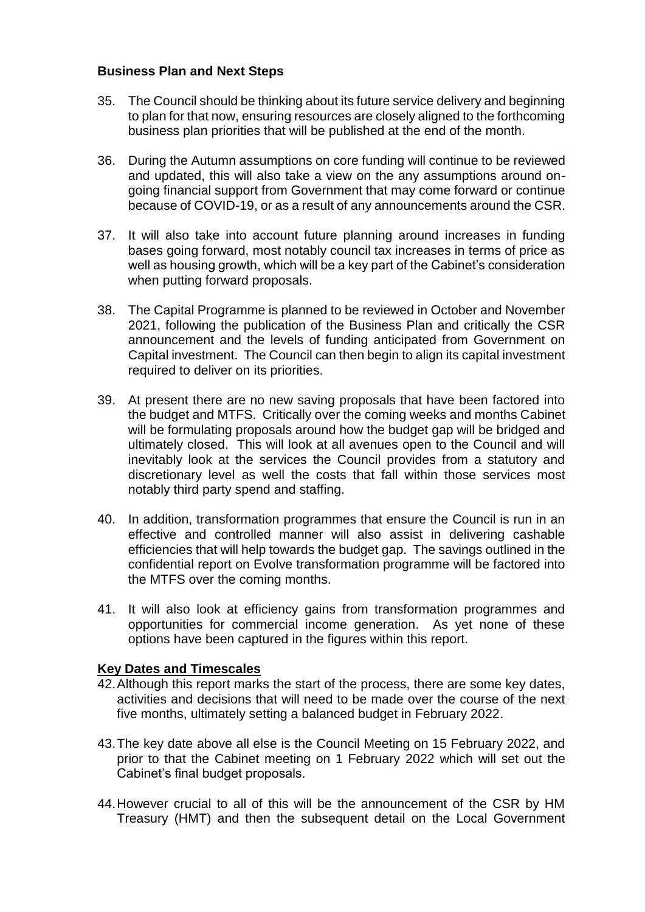**Business Plan and Next Steps**

35. The Council should be thinking about its future service delivery and beginning to plan for that now, ensuring resources are closely aligned to the forthcoming business plan priorities that will be published at the end of the month.

36. During the Autumn assumptions on core funding will continue to be reviewed and updated, this will also take a view on the any assumptions around on-going financial support from Government that may come forward or continue because of COVID-19, or as a result of any announcements around the CSR.

37. It will also take into account future planning around increases in funding bases going forward, most notably council tax increases in terms of price as well as housing growth, which will be a key part of the Cabinet's consideration when putting forward proposals.

38. The Capital Programme is planned to be reviewed in October and November 2021, following the publication of the Business Plan and critically the CSR announcement and the levels of funding anticipated from Government on Capital investment. The Council can then begin to align its capital investment required to deliver on its priorities.

39. At present there are no new saving proposals that have been factored into the budget and MTFS. Critically over the coming weeks and months Cabinet will be formulating proposals around how the budget gap will be bridged and ultimately closed. This will look at all avenues open to the Council and will inevitably look at the services the Council provides from a statutory and discretionary level as well the costs that fall within those services most notably third party spend and staffing.

40. In addition, transformation programmes that ensure the Council is run in an effective and controlled manner will also assist in delivering cashable efficiencies that will help towards the budget gap. The savings outlined in the confidential report on Evolve transformation programme will be factored into the MTFS over the coming months.

41. It will also look at efficiency gains from transformation programmes and opportunities for commercial income generation. As yet none of these options have been captured in the figures within this report.

**Key Dates and Timescales**

42. Although this report marks the start of the process, there are some key dates, activities and decisions that will need to be made over the course of the next five months, ultimately setting a balanced budget in February 2022.

43. The key date above all else is the Council Meeting on 15 February 2022, and prior to that the Cabinet meeting on 1 February 2022 which will set out the Cabinet's final budget proposals.

44. However crucial to all of this will be the announcement of the CSR by HM Treasury (HMT) and then the subsequent detail on the Local Government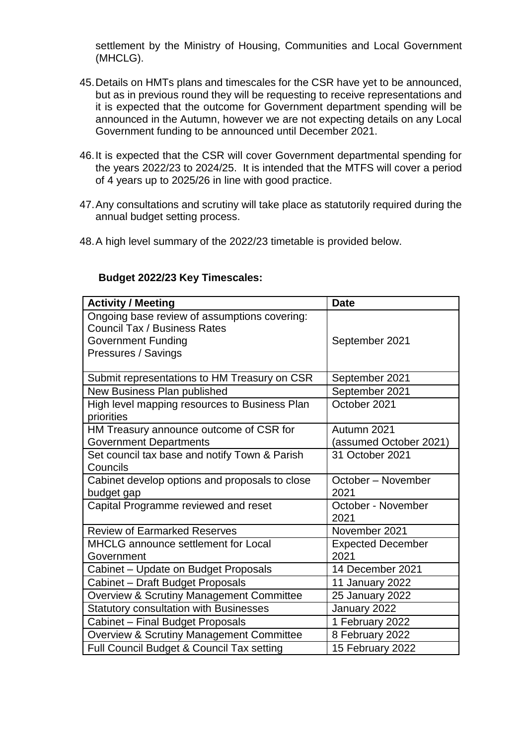settlement by the Ministry of Housing, Communities and Local Government (MHCLG).

45. Details on HMTs plans and timescales for the CSR have yet to be announced, but as in previous round they will be requesting to receive representations and it is expected that the outcome for Government department spending will be announced in the Autumn, however we are not expecting details on any Local Government funding to be announced until December 2021.

46. It is expected that the CSR will cover Government departmental spending for the years 2022/23 to 2024/25. It is intended that the MTFS will cover a period of 4 years up to 2025/26 in line with good practice.

47. Any consultations and scrutiny will take place as statutorily required during the annual budget setting process.

48. A high level summary of the 2022/23 timetable is provided below.

**Budget 2022/23 Key Timescales:**

| Activity / Meeting | Date |
|---|---|
| Ongoing base review of assumptions covering:<br>Council Tax / Business Rates<br>Government Funding<br>Pressures / Savings | September 2021 |
| Submit representations to HM Treasury on CSR | September 2021 |
| New Business Plan published | September 2021 |
| High level mapping resources to Business Plan priorities | October 2021 |
| HM Treasury announce outcome of CSR for Government Departments | Autumn 2021 (assumed October 2021) |
| Set council tax base and notify Town & Parish Councils | 31 October 2021 |
| Cabinet develop options and proposals to close budget gap | October – November 2021 |
| Capital Programme reviewed and reset | October - November 2021 |
| Review of Earmarked Reserves | November 2021 |
| MHCLG announce settlement for Local Government | Expected December 2021 |
| Cabinet – Update on Budget Proposals | 14 December 2021 |
| Cabinet – Draft Budget Proposals | 11 January 2022 |
| Overview & Scrutiny Management Committee | 25 January 2022 |
| Statutory consultation with Businesses | January 2022 |
| Cabinet – Final Budget Proposals | 1 February 2022 |
| Overview & Scrutiny Management Committee | 8 February 2022 |
| Full Council Budget & Council Tax setting | 15 February 2022 |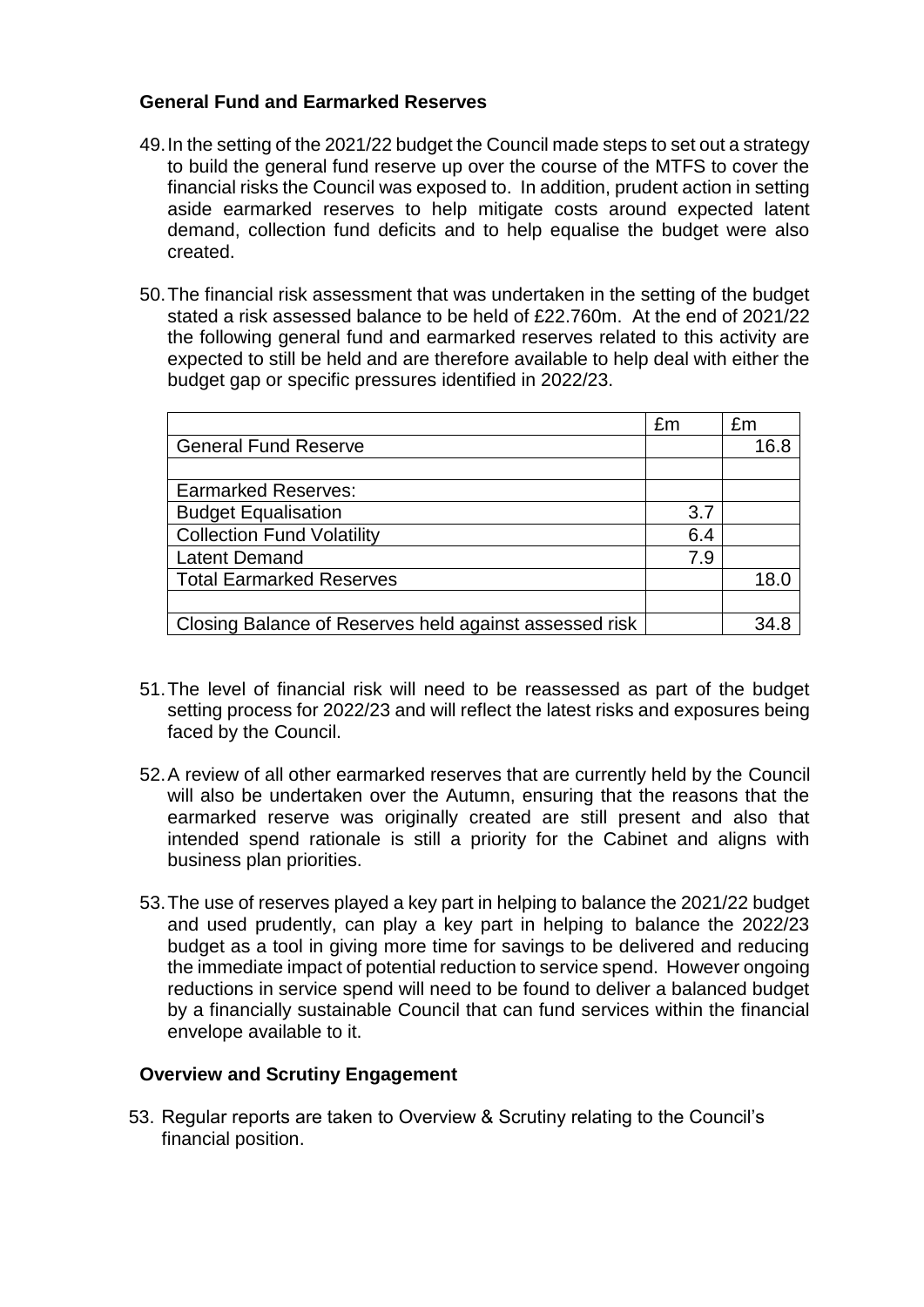## General Fund and Earmarked Reserves

49. In the setting of the 2021/22 budget the Council made steps to set out a strategy to build the general fund reserve up over the course of the MTFS to cover the financial risks the Council was exposed to. In addition, prudent action in setting aside earmarked reserves to help mitigate costs around expected latent demand, collection fund deficits and to help equalise the budget were also created.

50. The financial risk assessment that was undertaken in the setting of the budget stated a risk assessed balance to be held of £22.760m. At the end of 2021/22 the following general fund and earmarked reserves related to this activity are expected to still be held and are therefore available to help deal with either the budget gap or specific pressures identified in 2022/23.

| | £m | £m |
|---|---|---|
| General Fund Reserve | | 16.8 |
| | | |
| Earmarked Reserves: | | |
| Budget Equalisation | 3.7 | |
| Collection Fund Volatility | 6.4 | |
| Latent Demand | 7.9 | |
| Total Earmarked Reserves | | 18.0 |
| | | |
| Closing Balance of Reserves held against assessed risk | | 34.8 |

51. The level of financial risk will need to be reassessed as part of the budget setting process for 2022/23 and will reflect the latest risks and exposures being faced by the Council.

52. A review of all other earmarked reserves that are currently held by the Council will also be undertaken over the Autumn, ensuring that the reasons that the earmarked reserve was originally created are still present and also that intended spend rationale is still a priority for the Cabinet and aligns with business plan priorities.

53. The use of reserves played a key part in helping to balance the 2021/22 budget and used prudently, can play a key part in helping to balance the 2022/23 budget as a tool in giving more time for savings to be delivered and reducing the immediate impact of potential reduction to service spend. However ongoing reductions in service spend will need to be found to deliver a balanced budget by a financially sustainable Council that can fund services within the financial envelope available to it.

## Overview and Scrutiny Engagement

53. Regular reports are taken to Overview & Scrutiny relating to the Council's financial position.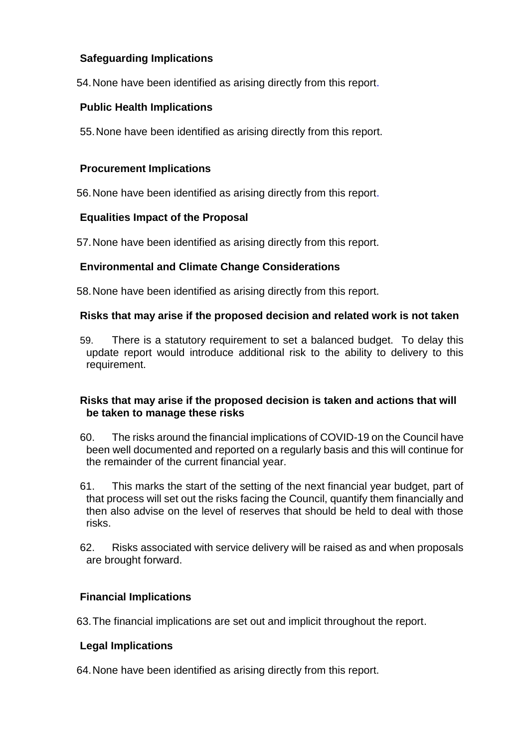### Safeguarding Implications

54. None have been identified as arising directly from this report.

### Public Health Implications

55. None have been identified as arising directly from this report.

### Procurement Implications

56. None have been identified as arising directly from this report.

### Equalities Impact of the Proposal

57. None have been identified as arising directly from this report.

### Environmental and Climate Change Considerations

58. None have been identified as arising directly from this report.

### Risks that may arise if the proposed decision and related work is not taken

59. There is a statutory requirement to set a balanced budget. To delay this update report would introduce additional risk to the ability to delivery to this requirement.

### Risks that may arise if the proposed decision is taken and actions that will be taken to manage these risks

60. The risks around the financial implications of COVID-19 on the Council have been well documented and reported on a regularly basis and this will continue for the remainder of the current financial year.

61. This marks the start of the setting of the next financial year budget, part of that process will set out the risks facing the Council, quantify them financially and then also advise on the level of reserves that should be held to deal with those risks.

62. Risks associated with service delivery will be raised as and when proposals are brought forward.

### Financial Implications

63. The financial implications are set out and implicit throughout the report.

### Legal Implications

64. None have been identified as arising directly from this report.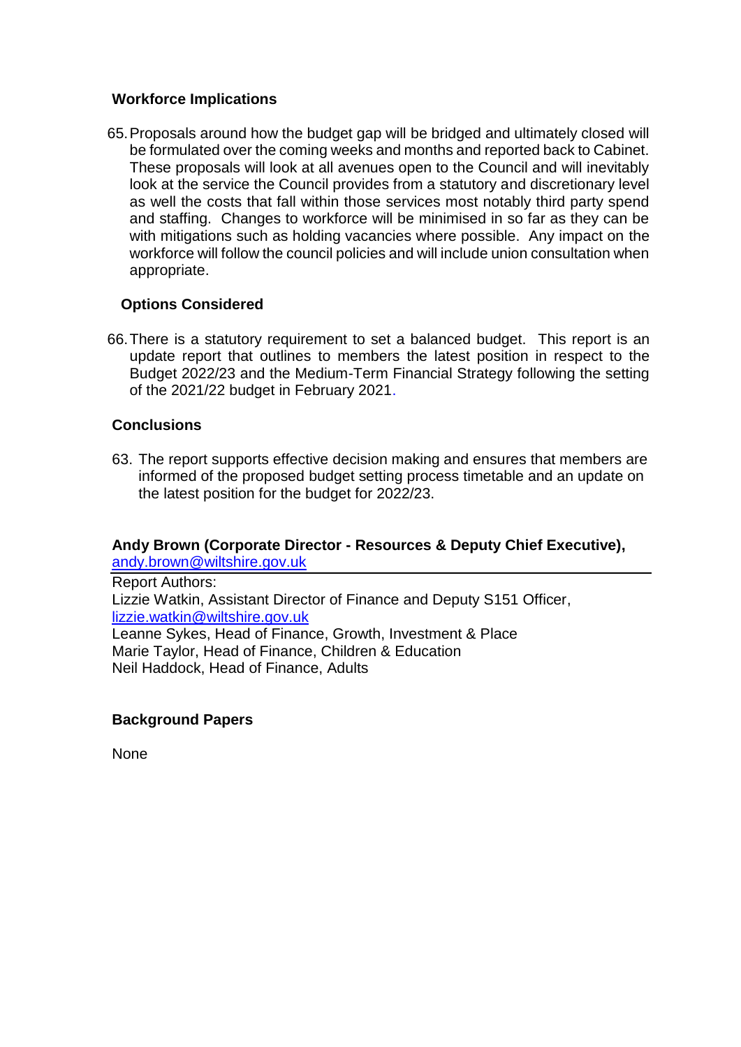## Workforce Implications

65. Proposals around how the budget gap will be bridged and ultimately closed will be formulated over the coming weeks and months and reported back to Cabinet. These proposals will look at all avenues open to the Council and will inevitably look at the service the Council provides from a statutory and discretionary level as well the costs that fall within those services most notably third party spend and staffing. Changes to workforce will be minimised in so far as they can be with mitigations such as holding vacancies where possible. Any impact on the workforce will follow the council policies and will include union consultation when appropriate.

## Options Considered

66. There is a statutory requirement to set a balanced budget. This report is an update report that outlines to members the latest position in respect to the Budget 2022/23 and the Medium-Term Financial Strategy following the setting of the 2021/22 budget in February 2021.

## Conclusions

63. The report supports effective decision making and ensures that members are informed of the proposed budget setting process timetable and an update on the latest position for the budget for 2022/23.

**Andy Brown (Corporate Director - Resources & Deputy Chief Executive),**
andy.brown@wiltshire.gov.uk

Report Authors:
Lizzie Watkin, Assistant Director of Finance and Deputy S151 Officer,
lizzie.watkin@wiltshire.gov.uk
Leanne Sykes, Head of Finance, Growth, Investment & Place
Marie Taylor, Head of Finance, Children & Education
Neil Haddock, Head of Finance, Adults

## Background Papers

None